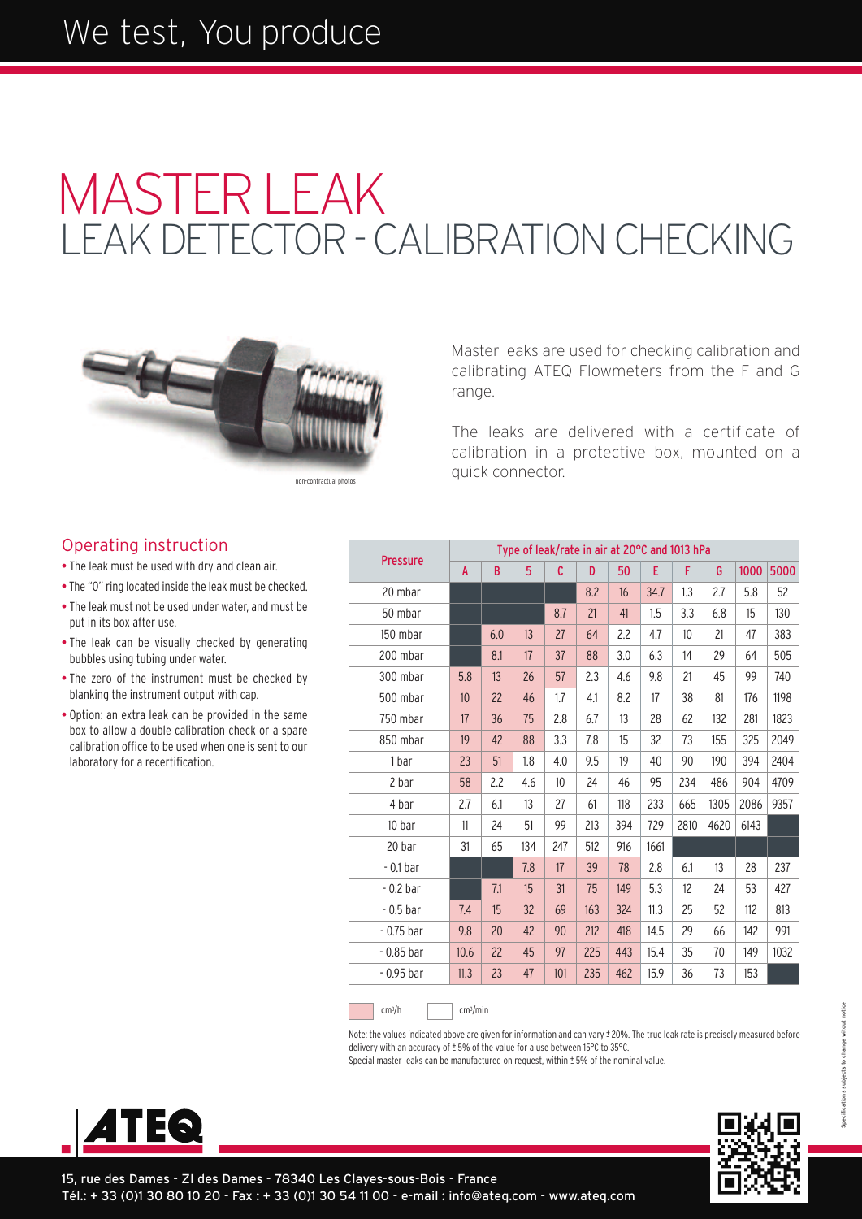We test, You produce

# MASTER LEAK

## LEAK DETECTOR - CALIBRATION CHECKING

non-contractual photos

Master leaks are used for checking calibration and calibrating ATEQ Flowmeters from the F and G range.

The leaks are delivered with a certificate of calibration in a protective box, mounted on a quick connector.

### Operating instruction

- The leak must be used with dry and clean air.
- The "O" ring located inside the leak must be checked.
- The leak must not be used under water, and must be put in its box after use.
- The leak can be visually checked by generating bubbles using tubing under water.
- The zero of the instrument must be checked by blanking the instrument output with cap.
- Option: an extra leak can be provided in the same box to allow a double calibration check or a spare calibration office to be used when one is sent to our laboratory for a recertification.

| Pressure | Type of leak/rate in air at 20°C and 1013 hPa | | | | | | | | | | |
|---|---|---|---|---|---|---|---|---|---|---|---|
| | A | B | 5 | C | D | 50 | E | F | G | 1000 | 5000 |
| 20 mbar | | | | | 8.2 | 16 | 34.7 | 1.3 | 2.7 | 5.8 | 52 |
| 50 mbar | | | | 8.7 | 21 | 41 | 1.5 | 3.3 | 6.8 | 15 | 130 |
| 150 mbar | | 6.0 | 13 | 27 | 64 | 2.2 | 4.7 | 10 | 21 | 47 | 383 |
| 200 mbar | | 8.1 | 17 | 37 | 88 | 3.0 | 6.3 | 14 | 29 | 64 | 505 |
| 300 mbar | 5.8 | 13 | 26 | 57 | 2.3 | 4.6 | 9.8 | 21 | 45 | 99 | 740 |
| 500 mbar | 10 | 22 | 46 | 1.7 | 4.1 | 8.2 | 17 | 38 | 81 | 176 | 1198 |
| 750 mbar | 17 | 36 | 75 | 2.8 | 6.7 | 13 | 28 | 62 | 132 | 281 | 1823 |
| 850 mbar | 19 | 42 | 88 | 3.3 | 7.8 | 15 | 32 | 73 | 155 | 325 | 2049 |
| 1 bar | 23 | 51 | 1.8 | 4.0 | 9.5 | 19 | 40 | 90 | 190 | 394 | 2404 |
| 2 bar | 58 | 2.2 | 4.6 | 10 | 24 | 46 | 95 | 234 | 486 | 904 | 4709 |
| 4 bar | 2.7 | 6.1 | 13 | 27 | 61 | 118 | 233 | 665 | 1305 | 2086 | 9357 |
| 10 bar | 11 | 24 | 51 | 99 | 213 | 394 | 729 | 2810 | 4620 | 6143 | |
| 20 bar | 31 | 65 | 134 | 247 | 512 | 916 | 1661 | | | | |
| - 0.1 bar | | | 7.8 | 17 | 39 | 78 | 2.8 | 6.1 | 13 | 28 | 237 |
| - 0.2 bar | | 7.1 | 15 | 31 | 75 | 149 | 5.3 | 12 | 24 | 53 | 427 |
| - 0.5 bar | 7.4 | 15 | 32 | 69 | 163 | 324 | 11.3 | 25 | 52 | 112 | 813 |
| - 0.75 bar | 9.8 | 20 | 42 | 90 | 212 | 418 | 14.5 | 29 | 66 | 142 | 991 |
| - 0.85 bar | 10.6 | 22 | 45 | 97 | 225 | 443 | 15.4 | 35 | 70 | 149 | 1032 |
| - 0.95 bar | 11.3 | 23 | 47 | 101 | 235 | 462 | 15.9 | 36 | 73 | 153 | |

$cm^3/h$ (shaded cells) $cm^3/min$ (unshaded cells)

Note: the values indicated above are given for information and can vary ± 20%. The true leak rate is precisely measured before delivery with an accuracy of ± 5% of the value for a use between 15°C to 35°C.
Special master leaks can be manufactured on request, within ± 5% of the nominal value.

Specifications subjects to change without notice

15, rue des Dames - ZI des Dames - 78340 Les Clayes-sous-Bois - France
Tél.: + 33 (0)1 30 80 10 20 - Fax : + 33 (0)1 30 54 11 00 - e-mail : info@ateq.com - www.ateq.com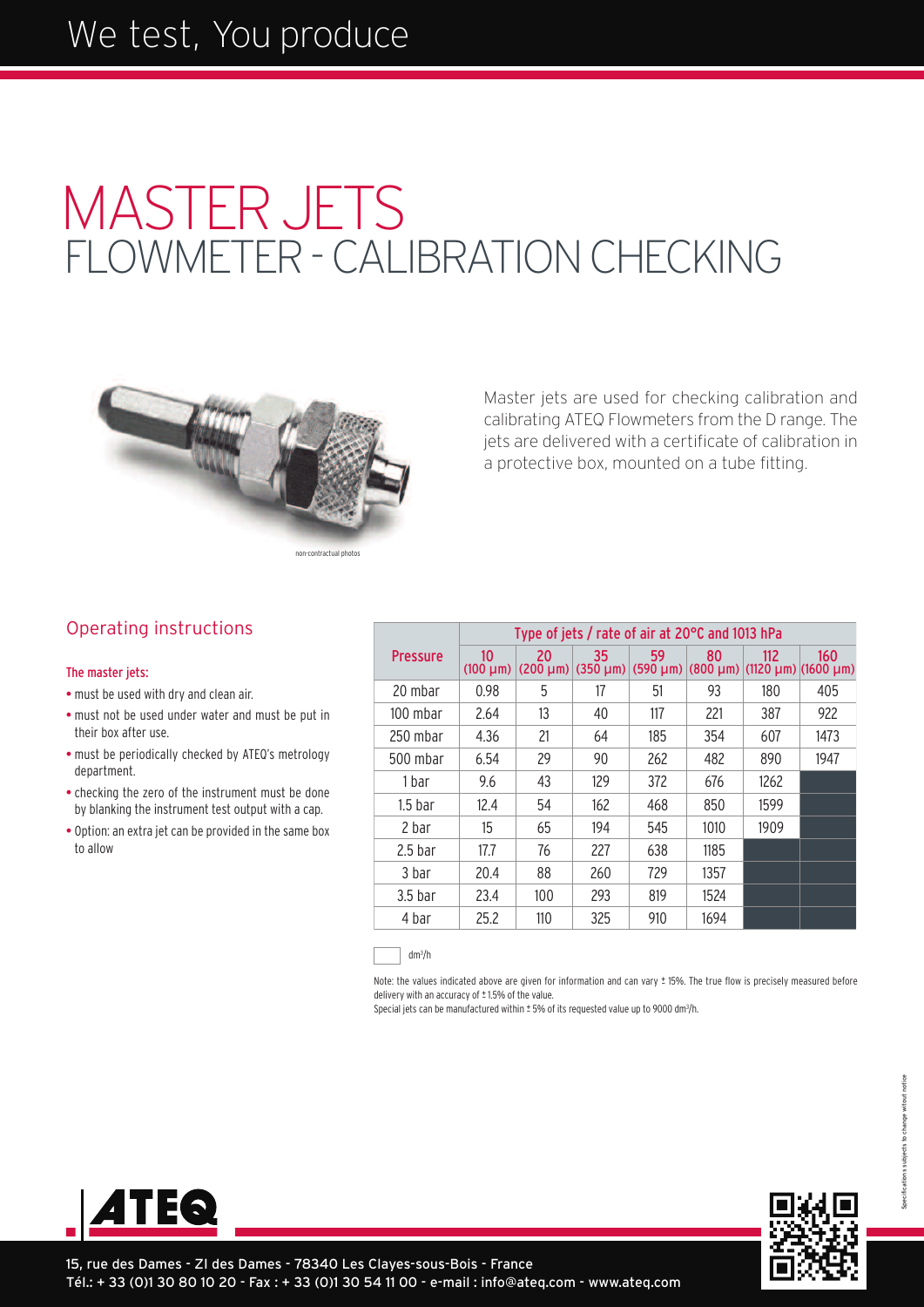# MASTER JETS

## FLOWMETER - CALIBRATION CHECKING

non-contractual photos

Master jets are used for checking calibration and calibrating ATEQ Flowmeters from the D range. The jets are delivered with a certificate of calibration in a protective box, mounted on a tube fitting.

## Operating instructions

### The master jets:

- must be used with dry and clean air.
- must not be used under water and must be put in their box after use.
- must be periodically checked by ATEQ's metrology department.
- checking the zero of the instrument must be done by blanking the instrument test output with a cap.
- Option: an extra jet can be provided in the same box to allow

| Pressure | Type of jets / rate of air at 20°C and 1013 hPa | | | | | | |
|---|---|---|---|---|---|---|---|
| | 10 (100 µm) | 20 (200 µm) | 35 (350 µm) | 59 (590 µm) | 80 (800 µm) | 112 (1120 µm) | 160 (1600 µm) |
| 20 mbar | 0.98 | 5 | 17 | 51 | 93 | 180 | 405 |
| 100 mbar | 2.64 | 13 | 40 | 117 | 221 | 387 | 922 |
| 250 mbar | 4.36 | 21 | 64 | 185 | 354 | 607 | 1473 |
| 500 mbar | 6.54 | 29 | 90 | 262 | 482 | 890 | 1947 |
| 1 bar | 9.6 | 43 | 129 | 372 | 676 | 1262 | |
| 1.5 bar | 12.4 | 54 | 162 | 468 | 850 | 1599 | |
| 2 bar | 15 | 65 | 194 | 545 | 1010 | 1909 | |
| 2.5 bar | 17.7 | 76 | 227 | 638 | 1185 | | |
| 3 bar | 20.4 | 88 | 260 | 729 | 1357 | | |
| 3.5 bar | 23.4 | 100 | 293 | 819 | 1524 | | |
| 4 bar | 25.2 | 110 | 325 | 910 | 1694 | | |

$dm^3/h$

Note: the values indicated above are given for information and can vary ± 15%. The true flow is precisely measured before delivery with an accuracy of ± 1.5% of the value.
Special jets can be manufactured within ± 5% of its requested value up to 9000 $dm^3/h$.

Specifications subjects to change without notice

15, rue des Dames - ZI des Dames - 78340 Les Clayes-sous-Bois - France
Tél.: + 33 (0)1 30 80 10 20 - Fax : + 33 (0)1 30 54 11 00 - e-mail : info@ateq.com - www.ateq.com